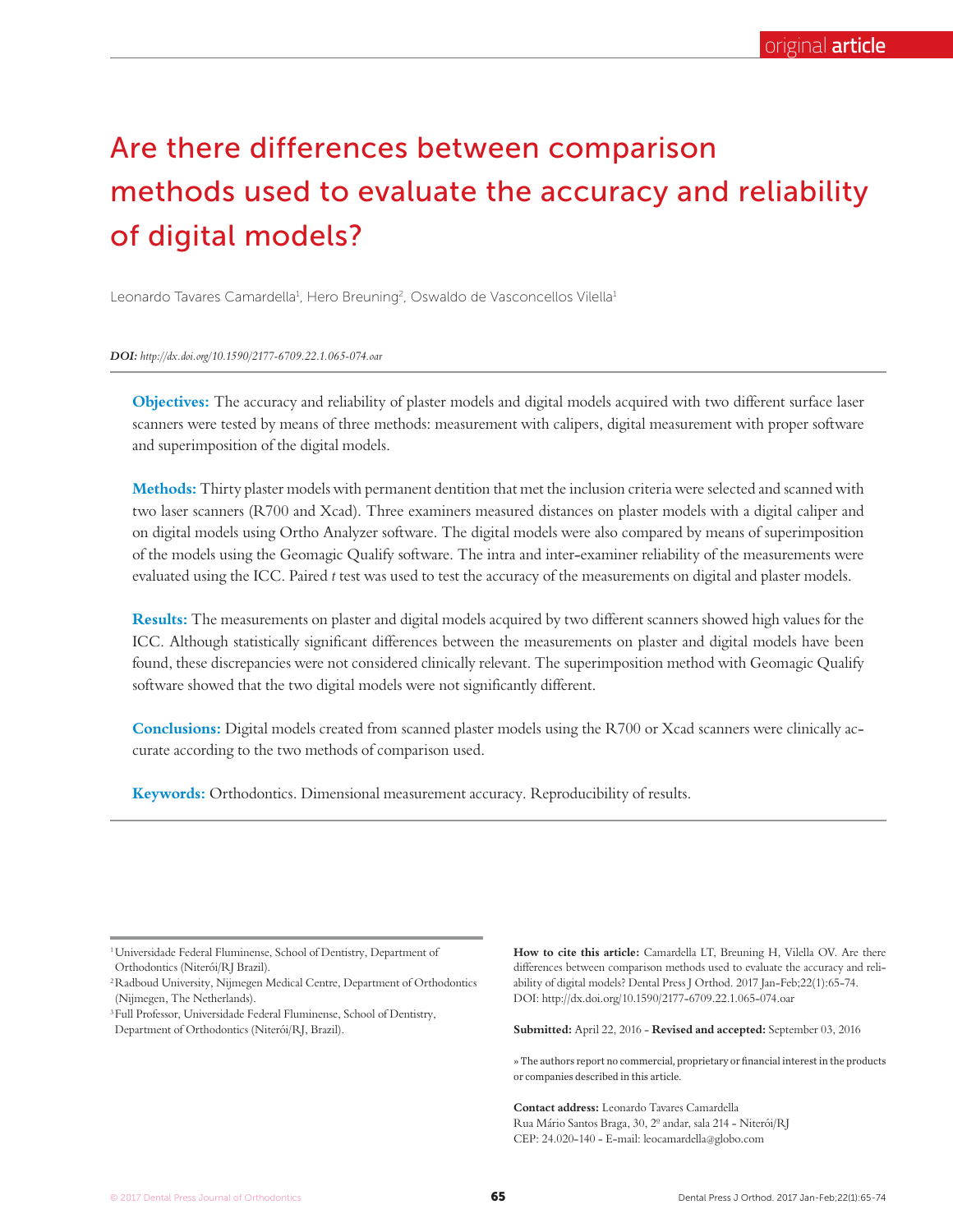original **article**

# Are there differences between comparison methods used to evaluate the accuracy and reliability of digital models?

Leonardo Tavares Camardella[1], Hero Breuning[2], Oswaldo de Vasconcellos Vilella[1]

***DOI:*** *http://dx.doi.org/10.1590/2177-6709.22.1.065-074.oar*

**Objectives:** The accuracy and reliability of plaster models and digital models acquired with two different surface laser scanners were tested by means of three methods: measurement with calipers, digital measurement with proper software and superimposition of the digital models.

**Methods:** Thirty plaster models with permanent dentition that met the inclusion criteria were selected and scanned with two laser scanners (R700 and Xcad). Three examiners measured distances on plaster models with a digital caliper and on digital models using Ortho Analyzer software. The digital models were also compared by means of superimposition of the models using the Geomagic Qualify software. The intra and inter-examiner reliability of the measurements were evaluated using the ICC. Paired *t* test was used to test the accuracy of the measurements on digital and plaster models.

**Results:** The measurements on plaster and digital models acquired by two different scanners showed high values for the ICC. Although statistically significant differences between the measurements on plaster and digital models have been found, these discrepancies were not considered clinically relevant. The superimposition method with Geomagic Qualify software showed that the two digital models were not significantly different.

**Conclusions:** Digital models created from scanned plaster models using the R700 or Xcad scanners were clinically accurate according to the two methods of comparison used.

**Keywords:** Orthodontics. Dimensional measurement accuracy. Reproducibility of results.

[1] Universidade Federal Fluminense, School of Dentistry, Department of Orthodontics (Niterói/RJ Brazil).

[2] Radboud University, Nijmegen Medical Centre, Department of Orthodontics (Nijmegen, The Netherlands).

[3] Full Professor, Universidade Federal Fluminense, School of Dentistry, Department of Orthodontics (Niterói/RJ, Brazil).

**How to cite this article:** Camardella LT, Breuning H, Vilella OV. Are there differences between comparison methods used to evaluate the accuracy and reliability of digital models? Dental Press J Orthod. 2017 Jan-Feb;22(1):65-74. DOI: http://dx.doi.org/10.1590/2177-6709.22.1.065-074.oar

**Submitted:** April 22, 2016 - **Revised and accepted:** September 03, 2016

» The authors report no commercial, proprietary or financial interest in the products or companies described in this article.

**Contact address:** Leonardo Tavares Camardella
Rua Mário Santos Braga, 30, 2º andar, sala 214 - Niterói/RJ
CEP: 24.020-140 - E-mail: leocamardella@globo.com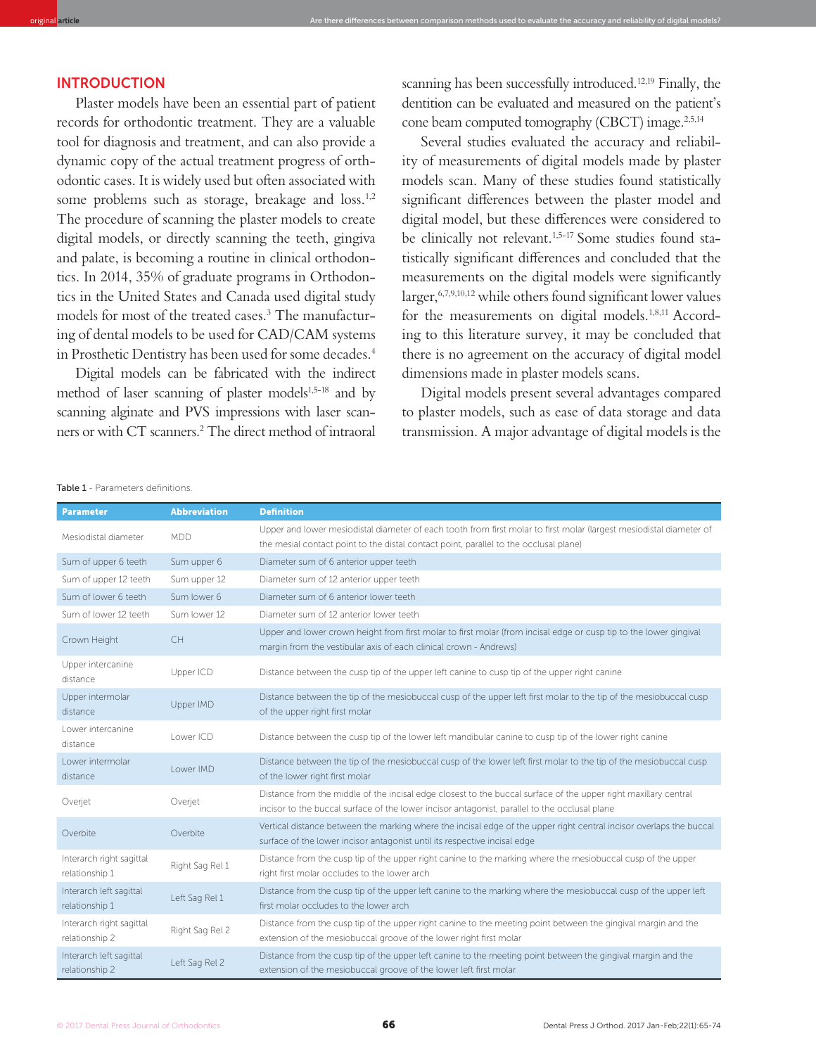## INTRODUCTION

Plaster models have been an essential part of patient records for orthodontic treatment. They are a valuable tool for diagnosis and treatment, and can also provide a dynamic copy of the actual treatment progress of orthodontic cases. It is widely used but often associated with some problems such as storage, breakage and loss.[1,2] The procedure of scanning the plaster models to create digital models, or directly scanning the teeth, gingiva and palate, is becoming a routine in clinical orthodontics. In 2014, 35% of graduate programs in Orthodontics in the United States and Canada used digital study models for most of the treated cases.[3] The manufacturing of dental models to be used for CAD/CAM systems in Prosthetic Dentistry has been used for some decades.[4]

Digital models can be fabricated with the indirect method of laser scanning of plaster models[1,5-18] and by scanning alginate and PVS impressions with laser scanners or with CT scanners.[2] The direct method of intraoral scanning has been successfully introduced.[12,19] Finally, the dentition can be evaluated and measured on the patient's cone beam computed tomography (CBCT) image.[2,5,14]

Several studies evaluated the accuracy and reliability of measurements of digital models made by plaster models scan. Many of these studies found statistically significant differences between the plaster model and digital model, but these differences were considered to be clinically not relevant.[1,5-17] Some studies found statistically significant differences and concluded that the measurements on the digital models were significantly larger,[6,7,9,10,12] while others found significant lower values for the measurements on digital models.[1,8,11] According to this literature survey, it may be concluded that there is no agreement on the accuracy of digital model dimensions made in plaster models scans.

Digital models present several advantages compared to plaster models, such as ease of data storage and data transmission. A major advantage of digital models is the

**Table 1** - Parameters definitions.

| Parameter | Abbreviation | Definition |
|---|---|---|
| Mesiodistal diameter | MDD | Upper and lower mesiodistal diameter of each tooth from first molar to first molar (largest mesiodistal diameter of the mesial contact point to the distal contact point, parallel to the occlusal plane) |
| Sum of upper 6 teeth | Sum upper 6 | Diameter sum of 6 anterior upper teeth |
| Sum of upper 12 teeth | Sum upper 12 | Diameter sum of 12 anterior upper teeth |
| Sum of lower 6 teeth | Sum lower 6 | Diameter sum of 6 anterior lower teeth |
| Sum of lower 12 teeth | Sum lower 12 | Diameter sum of 12 anterior lower teeth |
| Crown Height | CH | Upper and lower crown height from first molar to first molar (from incisal edge or cusp tip to the lower gingival margin from the vestibular axis of each clinical crown - Andrews) |
| Upper intercanine distance | Upper ICD | Distance between the cusp tip of the upper left canine to cusp tip of the upper right canine |
| Upper intermolar distance | Upper IMD | Distance between the tip of the mesiobuccal cusp of the upper left first molar to the tip of the mesiobuccal cusp of the upper right first molar |
| Lower intercanine distance | Lower ICD | Distance between the cusp tip of the lower left mandibular canine to cusp tip of the lower right canine |
| Lower intermolar distance | Lower IMD | Distance between the tip of the mesiobuccal cusp of the lower left first molar to the tip of the mesiobuccal cusp of the lower right first molar |
| Overjet | Overjet | Distance from the middle of the incisal edge closest to the buccal surface of the upper right maxillary central incisor to the buccal surface of the lower incisor antagonist, parallel to the occlusal plane |
| Overbite | Overbite | Vertical distance between the marking where the incisal edge of the upper right central incisor overlaps the buccal surface of the lower incisor antagonist until its respective incisal edge |
| Interarch right sagittal relationship 1 | Right Sag Rel 1 | Distance from the cusp tip of the upper right canine to the marking where the mesiobuccal cusp of the upper right first molar occludes to the lower arch |
| Interarch left sagittal relationship 1 | Left Sag Rel 1 | Distance from the cusp tip of the upper left canine to the marking where the mesiobuccal cusp of the upper left first molar occludes to the lower arch |
| Interarch right sagittal relationship 2 | Right Sag Rel 2 | Distance from the cusp tip of the upper right canine to the meeting point between the gingival margin and the extension of the mesiobuccal groove of the lower right first molar |
| Interarch left sagittal relationship 2 | Left Sag Rel 2 | Distance from the cusp tip of the upper left canine to the meeting point between the gingival margin and the extension of the mesiobuccal groove of the lower left first molar |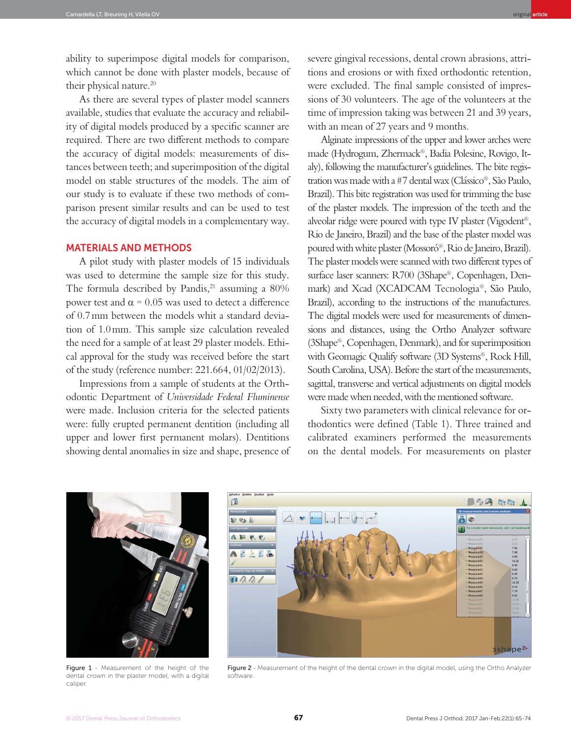ability to superimpose digital models for comparison, which cannot be done with plaster models, because of their physical nature.[20]

As there are several types of plaster model scanners available, studies that evaluate the accuracy and reliability of digital models produced by a specific scanner are required. There are two different methods to compare the accuracy of digital models: measurements of distances between teeth; and superimposition of the digital model on stable structures of the models. The aim of our study is to evaluate if these two methods of comparison present similar results and can be used to test the accuracy of digital models in a complementary way.

## MATERIALS AND METHODS

A pilot study with plaster models of 15 individuals was used to determine the sample size for this study. The formula described by Pandis,[21] assuming a 80% power test and $\alpha = 0.05$ was used to detect a difference of 0.7 mm between the models whit a standard deviation of 1.0 mm. This sample size calculation revealed the need for a sample of at least 29 plaster models. Ethical approval for the study was received before the start of the study (reference number: 221.664, 01/02/2013).

Impressions from a sample of students at the Orthodontic Department of *Universidade Federal Fluminense* were made. Inclusion criteria for the selected patients were: fully erupted permanent dentition (including all upper and lower first permanent molars). Dentitions showing dental anomalies in size and shape, presence of severe gingival recessions, dental crown abrasions, attritions and erosions or with fixed orthodontic retention, were excluded. The final sample consisted of impressions of 30 volunteers. The age of the volunteers at the time of impression taking was between 21 and 39 years, with an mean of 27 years and 9 months.

Alginate impressions of the upper and lower arches were made (Hydrogum, Zhermack®, Badia Polesine, Rovigo, Italy), following the manufacturer's guidelines. The bite registration was made with a #7 dental wax (Clássico®, São Paulo, Brazil). This bite registration was used for trimming the base of the plaster models. The impression of the teeth and the alveolar ridge were poured with type IV plaster (Vigodent®, Rio de Janeiro, Brazil) and the base of the plaster model was poured with white plaster (Mossoró®, Rio de Janeiro, Brazil). The plaster models were scanned with two different types of surface laser scanners: R700 (3Shape®, Copenhagen, Denmark) and Xcad (XCADCAM Tecnologia®, São Paulo, Brazil), according to the instructions of the manufactures. The digital models were used for measurements of dimensions and distances, using the Ortho Analyzer software (3Shape®, Copenhagen, Denmark), and for superimposition with Geomagic Qualify software (3D Systems®, Rock Hill, South Carolina, USA). Before the start of the measurements, sagittal, transverse and vertical adjustments on digital models were made when needed, with the mentioned software.

Sixty two parameters with clinical relevance for orthodontics were defined (Table 1). Three trained and calibrated examiners performed the measurements on the dental models. For measurements on plaster

Figure 1 - Measurement of the height of the dental crown in the plaster model, with a digital caliper.

Figure 2 - Measurement of the height of the dental crown in the digital model, using the Ortho Analyzer software.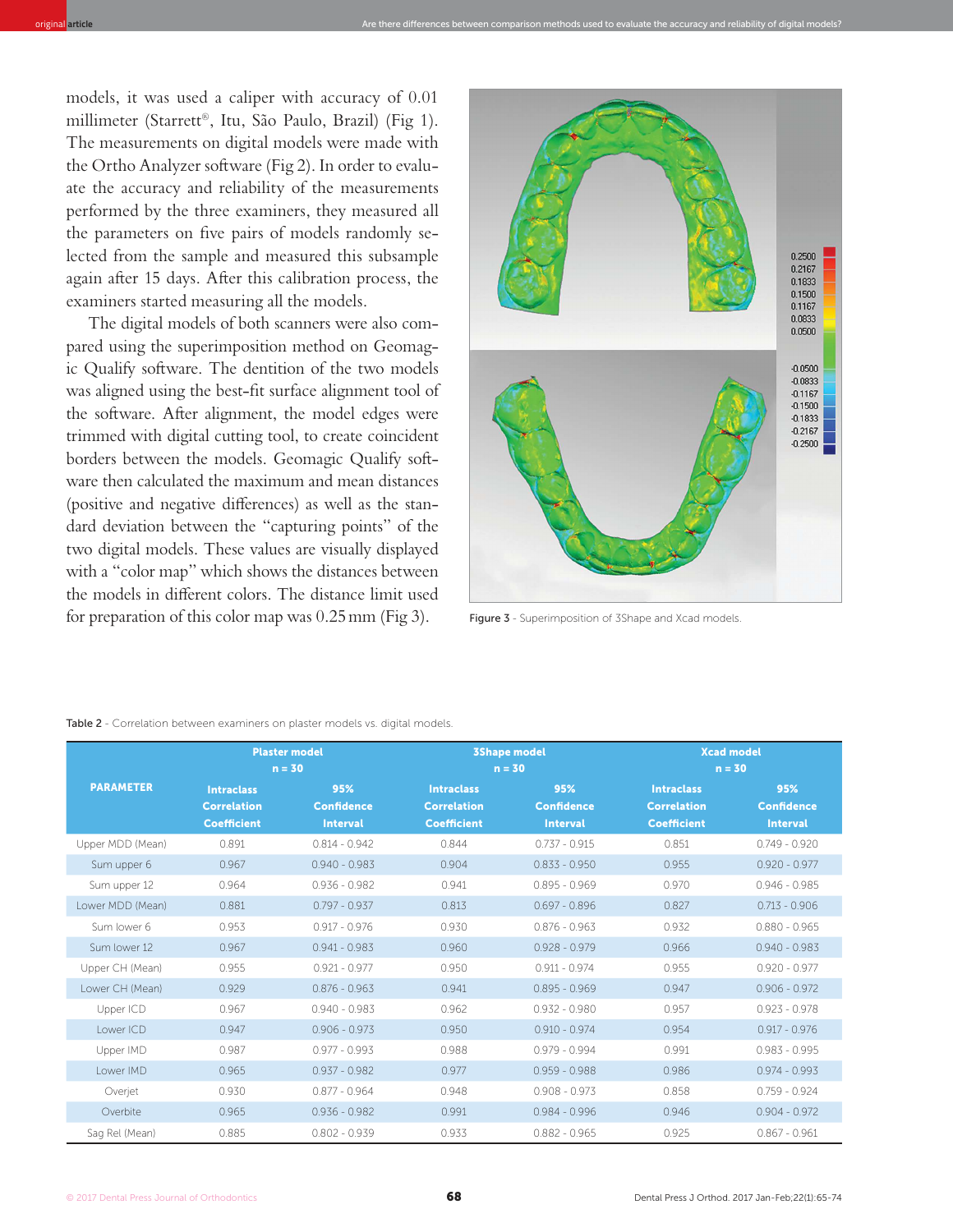models, it was used a caliper with accuracy of 0.01 millimeter (Starrett®, Itu, São Paulo, Brazil) (Fig 1). The measurements on digital models were made with the Ortho Analyzer software (Fig 2). In order to evaluate the accuracy and reliability of the measurements performed by the three examiners, they measured all the parameters on five pairs of models randomly selected from the sample and measured this subsample again after 15 days. After this calibration process, the examiners started measuring all the models.

The digital models of both scanners were also compared using the superimposition method on Geomagic Qualify software. The dentition of the two models was aligned using the best-fit surface alignment tool of the software. After alignment, the model edges were trimmed with digital cutting tool, to create coincident borders between the models. Geomagic Qualify software then calculated the maximum and mean distances (positive and negative differences) as well as the standard deviation between the "capturing points" of the two digital models. These values are visually displayed with a "color map" which shows the distances between the models in different colors. The distance limit used for preparation of this color map was 0.25 mm (Fig 3).

**Figure 3** - Superimposition of 3Shape and Xcad models.

**Table 2** - Correlation between examiners on plaster models vs. digital models.

| PARAMETER | Plaster model n = 30 | | 3Shape model n = 30 | | Xcad model n = 30 | |
|---|---|---|---|---|---|---|
| | Intraclass Correlation Coefficient | 95% Confidence Interval | Intraclass Correlation Coefficient | 95% Confidence Interval | Intraclass Correlation Coefficient | 95% Confidence Interval |
| Upper MDD (Mean) | 0.891 | 0.814 - 0.942 | 0.844 | 0.737 - 0.915 | 0.851 | 0.749 - 0.920 |
| Sum upper 6 | 0.967 | 0.940 - 0.983 | 0.904 | 0.833 - 0.950 | 0.955 | 0.920 - 0.977 |
| Sum upper 12 | 0.964 | 0.936 - 0.982 | 0.941 | 0.895 - 0.969 | 0.970 | 0.946 - 0.985 |
| Lower MDD (Mean) | 0.881 | 0.797 - 0.937 | 0.813 | 0.697 - 0.896 | 0.827 | 0.713 - 0.906 |
| Sum lower 6 | 0.953 | 0.917 - 0.976 | 0.930 | 0.876 - 0.963 | 0.932 | 0.880 - 0.965 |
| Sum lower 12 | 0.967 | 0.941 - 0.983 | 0.960 | 0.928 - 0.979 | 0.966 | 0.940 - 0.983 |
| Upper CH (Mean) | 0.955 | 0.921 - 0.977 | 0.950 | 0.911 - 0.974 | 0.955 | 0.920 - 0.977 |
| Lower CH (Mean) | 0.929 | 0.876 - 0.963 | 0.941 | 0.895 - 0.969 | 0.947 | 0.906 - 0.972 |
| Upper ICD | 0.967 | 0.940 - 0.983 | 0.962 | 0.932 - 0.980 | 0.957 | 0.923 - 0.978 |
| Lower ICD | 0.947 | 0.906 - 0.973 | 0.950 | 0.910 - 0.974 | 0.954 | 0.917 - 0.976 |
| Upper IMD | 0.987 | 0.977 - 0.993 | 0.988 | 0.979 - 0.994 | 0.991 | 0.983 - 0.995 |
| Lower IMD | 0.965 | 0.937 - 0.982 | 0.977 | 0.959 - 0.988 | 0.986 | 0.974 - 0.993 |
| Overjet | 0.930 | 0.877 - 0.964 | 0.948 | 0.908 - 0.973 | 0.858 | 0.759 - 0.924 |
| Overbite | 0.965 | 0.936 - 0.982 | 0.991 | 0.984 - 0.996 | 0.946 | 0.904 - 0.972 |
| Sag Rel (Mean) | 0.885 | 0.802 - 0.939 | 0.933 | 0.882 - 0.965 | 0.925 | 0.867 - 0.961 |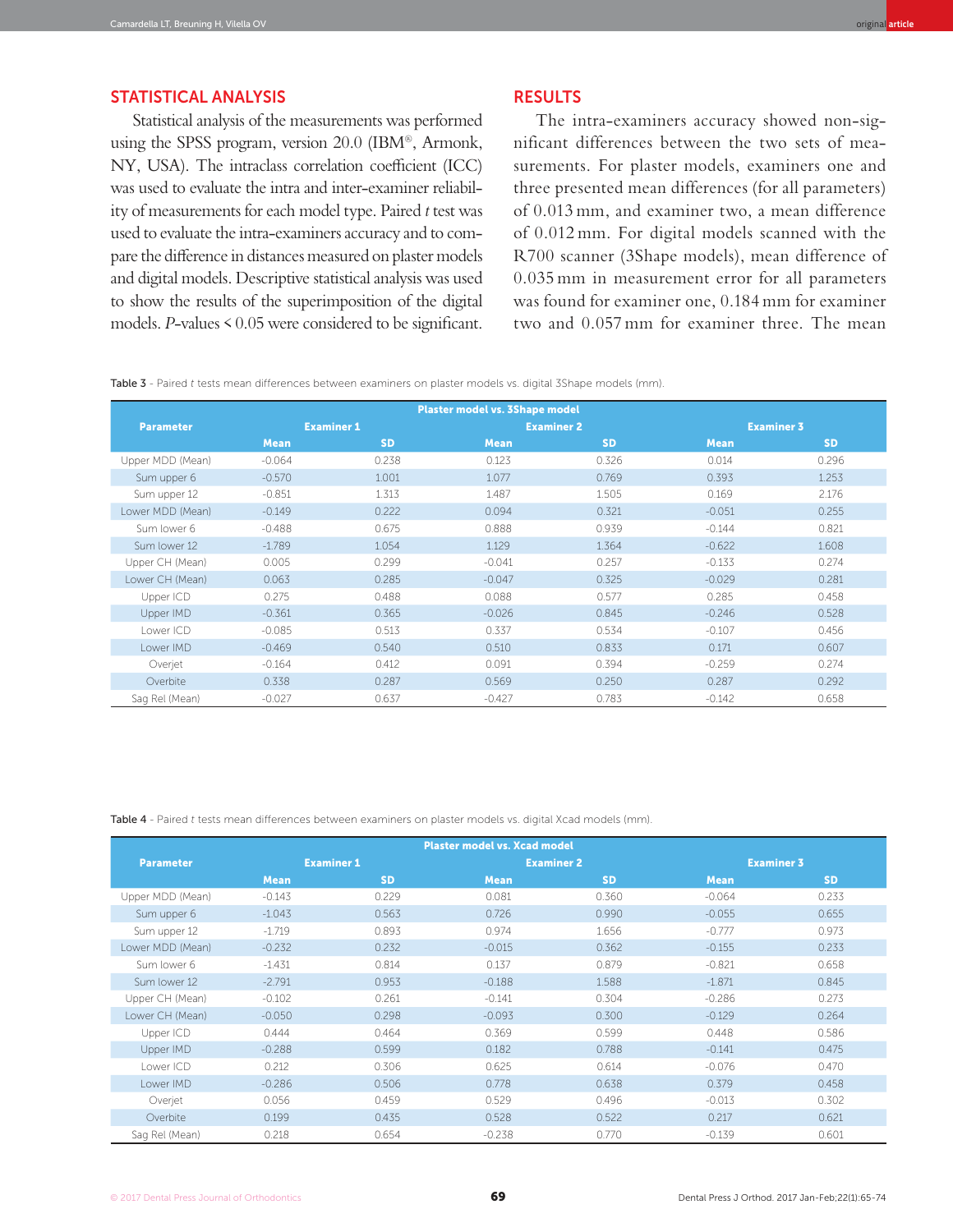## STATISTICAL ANALYSIS

Statistical analysis of the measurements was performed using the SPSS program, version 20.0 (IBM®, Armonk, NY, USA). The intraclass correlation coefficient (ICC) was used to evaluate the intra and inter-examiner reliability of measurements for each model type. Paired *t* test was used to evaluate the intra-examiners accuracy and to compare the difference in distances measured on plaster models and digital models. Descriptive statistical analysis was used to show the results of the superimposition of the digital models. *P*-values < 0.05 were considered to be significant.

## RESULTS

The intra-examiners accuracy showed non-significant differences between the two sets of measurements. For plaster models, examiners one and three presented mean differences (for all parameters) of 0.013 mm, and examiner two, a mean difference of 0.012 mm. For digital models scanned with the R700 scanner (3Shape models), mean difference of 0.035 mm in measurement error for all parameters was found for examiner one, 0.184 mm for examiner two and 0.057 mm for examiner three. The mean

**Table 3** - Paired *t* tests mean differences between examiners on plaster models vs. digital 3Shape models (mm).

| Parameter | Plaster model vs. 3Shape model | | | | | |
|---|---|---|---|---|---|---|
| | Examiner 1 | | Examiner 2 | | Examiner 3 | |
| | Mean | SD | Mean | SD | Mean | SD |
| Upper MDD (Mean) | -0.064 | 0.238 | 0.123 | 0.326 | 0.014 | 0.296 |
| Sum upper 6 | -0.570 | 1.001 | 1.077 | 0.769 | 0.393 | 1.253 |
| Sum upper 12 | -0.851 | 1.313 | 1.487 | 1.505 | 0.169 | 2.176 |
| Lower MDD (Mean) | -0.149 | 0.222 | 0.094 | 0.321 | -0.051 | 0.255 |
| Sum lower 6 | -0.488 | 0.675 | 0.888 | 0.939 | -0.144 | 0.821 |
| Sum lower 12 | -1.789 | 1.054 | 1.129 | 1.364 | -0.622 | 1.608 |
| Upper CH (Mean) | 0.005 | 0.299 | -0.041 | 0.257 | -0.133 | 0.274 |
| Lower CH (Mean) | 0.063 | 0.285 | -0.047 | 0.325 | -0.029 | 0.281 |
| Upper ICD | 0.275 | 0.488 | 0.088 | 0.577 | 0.285 | 0.458 |
| Upper IMD | -0.361 | 0.365 | -0.026 | 0.845 | -0.246 | 0.528 |
| Lower ICD | -0.085 | 0.513 | 0.337 | 0.534 | -0.107 | 0.456 |
| Lower IMD | -0.469 | 0.540 | 0.510 | 0.833 | 0.171 | 0.607 |
| Overjet | -0.164 | 0.412 | 0.091 | 0.394 | -0.259 | 0.274 |
| Overbite | 0.338 | 0.287 | 0.569 | 0.250 | 0.287 | 0.292 |
| Sag Rel (Mean) | -0.027 | 0.637 | -0.427 | 0.783 | -0.142 | 0.658 |

**Table 4** - Paired *t* tests mean differences between examiners on plaster models vs. digital Xcad models (mm).

| Parameter | Plaster model vs. Xcad model | | | | | |
|---|---|---|---|---|---|---|
| | Examiner 1 | | Examiner 2 | | Examiner 3 | |
| | Mean | SD | Mean | SD | Mean | SD |
| Upper MDD (Mean) | -0.143 | 0.229 | 0.081 | 0.360 | -0.064 | 0.233 |
| Sum upper 6 | -1.043 | 0.563 | 0.726 | 0.990 | -0.055 | 0.655 |
| Sum upper 12 | -1.719 | 0.893 | 0.974 | 1.656 | -0.777 | 0.973 |
| Lower MDD (Mean) | -0.232 | 0.232 | -0.015 | 0.362 | -0.155 | 0.233 |
| Sum lower 6 | -1.431 | 0.814 | 0.137 | 0.879 | -0.821 | 0.658 |
| Sum lower 12 | -2.791 | 0.953 | -0.188 | 1.588 | -1.871 | 0.845 |
| Upper CH (Mean) | -0.102 | 0.261 | -0.141 | 0.304 | -0.286 | 0.273 |
| Lower CH (Mean) | -0.050 | 0.298 | -0.093 | 0.300 | -0.129 | 0.264 |
| Upper ICD | 0.444 | 0.464 | 0.369 | 0.599 | 0.448 | 0.586 |
| Upper IMD | -0.288 | 0.599 | 0.182 | 0.788 | -0.141 | 0.475 |
| Lower ICD | 0.212 | 0.306 | 0.625 | 0.614 | -0.076 | 0.470 |
| Lower IMD | -0.286 | 0.506 | 0.778 | 0.638 | 0.379 | 0.458 |
| Overjet | 0.056 | 0.459 | 0.529 | 0.496 | -0.013 | 0.302 |
| Overbite | 0.199 | 0.435 | 0.528 | 0.522 | 0.217 | 0.621 |
| Sag Rel (Mean) | 0.218 | 0.654 | -0.238 | 0.770 | -0.139 | 0.601 |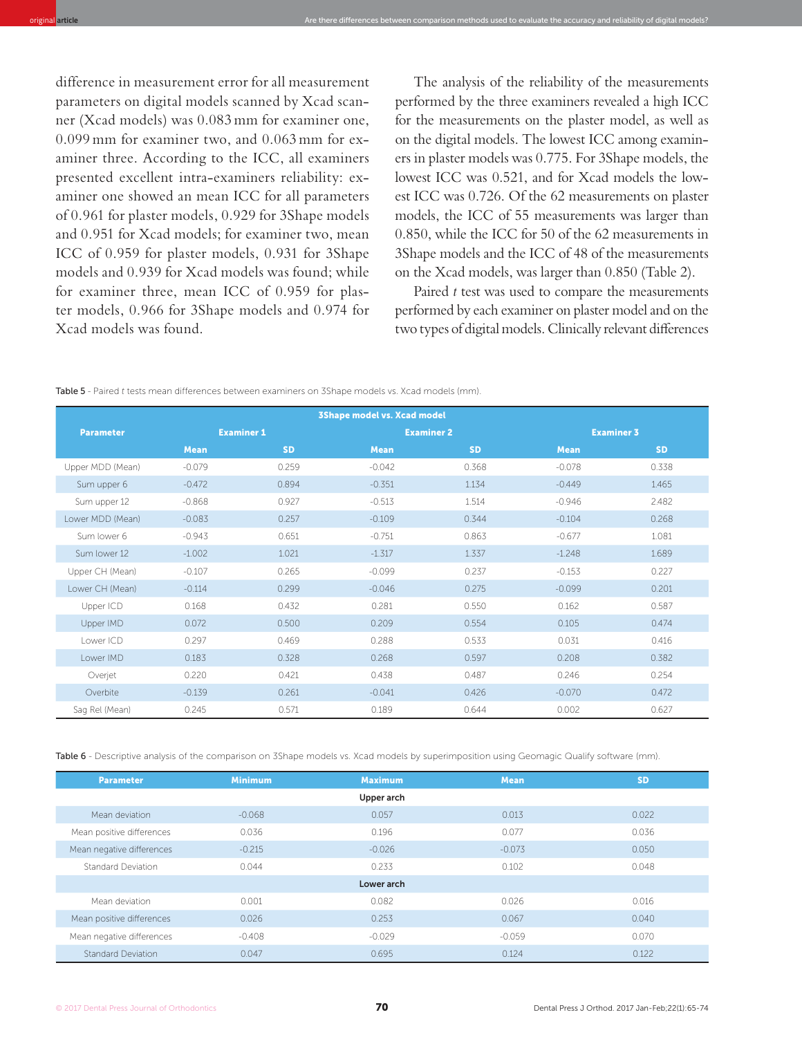difference in measurement error for all measurement parameters on digital models scanned by Xcad scanner (Xcad models) was 0.083 mm for examiner one, 0.099 mm for examiner two, and 0.063 mm for examiner three. According to the ICC, all examiners presented excellent intra-examiners reliability: examiner one showed an mean ICC for all parameters of 0.961 for plaster models, 0.929 for 3Shape models and 0.951 for Xcad models; for examiner two, mean ICC of 0.959 for plaster models, 0.931 for 3Shape models and 0.939 for Xcad models was found; while for examiner three, mean ICC of 0.959 for plaster models, 0.966 for 3Shape models and 0.974 for Xcad models was found.

The analysis of the reliability of the measurements performed by the three examiners revealed a high ICC for the measurements on the plaster model, as well as on the digital models. The lowest ICC among examiners in plaster models was 0.775. For 3Shape models, the lowest ICC was 0.521, and for Xcad models the lowest ICC was 0.726. Of the 62 measurements on plaster models, the ICC of 55 measurements was larger than 0.850, while the ICC for 50 of the 62 measurements in 3Shape models and the ICC of 48 of the measurements on the Xcad models, was larger than 0.850 (Table 2).

Paired *t* test was used to compare the measurements performed by each examiner on plaster model and on the two types of digital models. Clinically relevant differences

**Table 5** - Paired *t* tests mean differences between examiners on 3Shape models vs. Xcad models (mm).

| Parameter | 3Shape model vs. Xcad model | | | | | |
|---|---|---|---|---|---|---|
| | Examiner 1 | | Examiner 2 | | Examiner 3 | |
| | Mean | SD | Mean | SD | Mean | SD |
| Upper MDD (Mean) | -0.079 | 0.259 | -0.042 | 0.368 | -0.078 | 0.338 |
| Sum upper 6 | -0.472 | 0.894 | -0.351 | 1.134 | -0.449 | 1.465 |
| Sum upper 12 | -0.868 | 0.927 | -0.513 | 1.514 | -0.946 | 2.482 |
| Lower MDD (Mean) | -0.083 | 0.257 | -0.109 | 0.344 | -0.104 | 0.268 |
| Sum lower 6 | -0.943 | 0.651 | -0.751 | 0.863 | -0.677 | 1.081 |
| Sum lower 12 | -1.002 | 1.021 | -1.317 | 1.337 | -1.248 | 1.689 |
| Upper CH (Mean) | -0.107 | 0.265 | -0.099 | 0.237 | -0.153 | 0.227 |
| Lower CH (Mean) | -0.114 | 0.299 | -0.046 | 0.275 | -0.099 | 0.201 |
| Upper ICD | 0.168 | 0.432 | 0.281 | 0.550 | 0.162 | 0.587 |
| Upper IMD | 0.072 | 0.500 | 0.209 | 0.554 | 0.105 | 0.474 |
| Lower ICD | 0.297 | 0.469 | 0.288 | 0.533 | 0.031 | 0.416 |
| Lower IMD | 0.183 | 0.328 | 0.268 | 0.597 | 0.208 | 0.382 |
| Overjet | 0.220 | 0.421 | 0.438 | 0.487 | 0.246 | 0.254 |
| Overbite | -0.139 | 0.261 | -0.041 | 0.426 | -0.070 | 0.472 |
| Sag Rel (Mean) | 0.245 | 0.571 | 0.189 | 0.644 | 0.002 | 0.627 |

**Table 6** - Descriptive analysis of the comparison on 3Shape models vs. Xcad models by superimposition using Geomagic Qualify software (mm).

| Parameter | Minimum | Maximum | Mean | SD |
|---|---|---|---|---|
| **Upper arch** | | | | |
| Mean deviation | -0.068 | 0.057 | 0.013 | 0.022 |
| Mean positive differences | 0.036 | 0.196 | 0.077 | 0.036 |
| Mean negative differences | -0.215 | -0.026 | -0.073 | 0.050 |
| Standard Deviation | 0.044 | 0.233 | 0.102 | 0.048 |
| **Lower arch** | | | | |
| Mean deviation | 0.001 | 0.082 | 0.026 | 0.016 |
| Mean positive differences | 0.026 | 0.253 | 0.067 | 0.040 |
| Mean negative differences | -0.408 | -0.029 | -0.059 | 0.070 |
| Standard Deviation | 0.047 | 0.695 | 0.124 | 0.122 |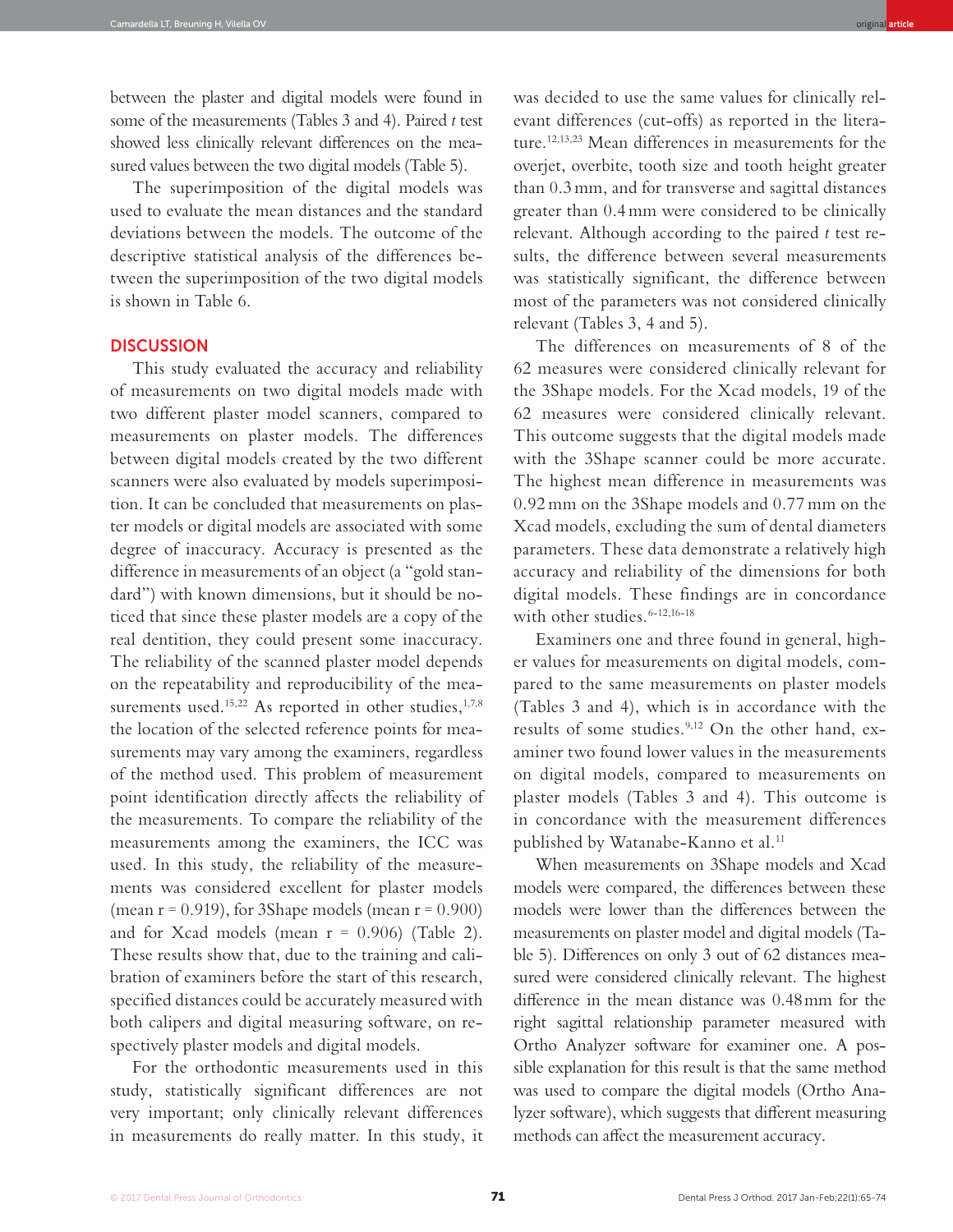between the plaster and digital models were found in some of the measurements (Tables 3 and 4). Paired *t* test showed less clinically relevant differences on the measured values between the two digital models (Table 5).

The superimposition of the digital models was used to evaluate the mean distances and the standard deviations between the models. The outcome of the descriptive statistical analysis of the differences between the superimposition of the two digital models is shown in Table 6.

## DISCUSSION

This study evaluated the accuracy and reliability of measurements on two digital models made with two different plaster model scanners, compared to measurements on plaster models. The differences between digital models created by the two different scanners were also evaluated by models superimposition. It can be concluded that measurements on plaster models or digital models are associated with some degree of inaccuracy. Accuracy is presented as the difference in measurements of an object (a "gold standard") with known dimensions, but it should be noticed that since these plaster models are a copy of the real dentition, they could present some inaccuracy. The reliability of the scanned plaster model depends on the repeatability and reproducibility of the measurements used.[15,22] As reported in other studies,[1,7,8] the location of the selected reference points for measurements may vary among the examiners, regardless of the method used. This problem of measurement point identification directly affects the reliability of the measurements. To compare the reliability of the measurements among the examiners, the ICC was used. In this study, the reliability of the measurements was considered excellent for plaster models (mean r = 0.919), for 3Shape models (mean r = 0.900) and for Xcad models (mean r = 0.906) (Table 2). These results show that, due to the training and calibration of examiners before the start of this research, specified distances could be accurately measured with both calipers and digital measuring software, on respectively plaster models and digital models.

For the orthodontic measurements used in this study, statistically significant differences are not very important; only clinically relevant differences in measurements do really matter. In this study, it was decided to use the same values for clinically relevant differences (cut-offs) as reported in the literature.[12,13,23] Mean differences in measurements for the overjet, overbite, tooth size and tooth height greater than 0.3 mm, and for transverse and sagittal distances greater than 0.4 mm were considered to be clinically relevant. Although according to the paired *t* test results, the difference between several measurements was statistically significant, the difference between most of the parameters was not considered clinically relevant (Tables 3, 4 and 5).

The differences on measurements of 8 of the 62 measures were considered clinically relevant for the 3Shape models. For the Xcad models, 19 of the 62 measures were considered clinically relevant. This outcome suggests that the digital models made with the 3Shape scanner could be more accurate. The highest mean difference in measurements was 0.92 mm on the 3Shape models and 0.77 mm on the Xcad models, excluding the sum of dental diameters parameters. These data demonstrate a relatively high accuracy and reliability of the dimensions for both digital models. These findings are in concordance with other studies.[6-12,16-18]

Examiners one and three found in general, higher values for measurements on digital models, compared to the same measurements on plaster models (Tables 3 and 4), which is in accordance with the results of some studies.[9,12] On the other hand, examiner two found lower values in the measurements on digital models, compared to measurements on plaster models (Tables 3 and 4). This outcome is in concordance with the measurement differences published by Watanabe-Kanno et al.[11]

When measurements on 3Shape models and Xcad models were compared, the differences between these models were lower than the differences between the measurements on plaster model and digital models (Table 5). Differences on only 3 out of 62 distances measured were considered clinically relevant. The highest difference in the mean distance was 0.48 mm for the right sagittal relationship parameter measured with Ortho Analyzer software for examiner one. A possible explanation for this result is that the same method was used to compare the digital models (Ortho Analyzer software), which suggests that different measuring methods can affect the measurement accuracy.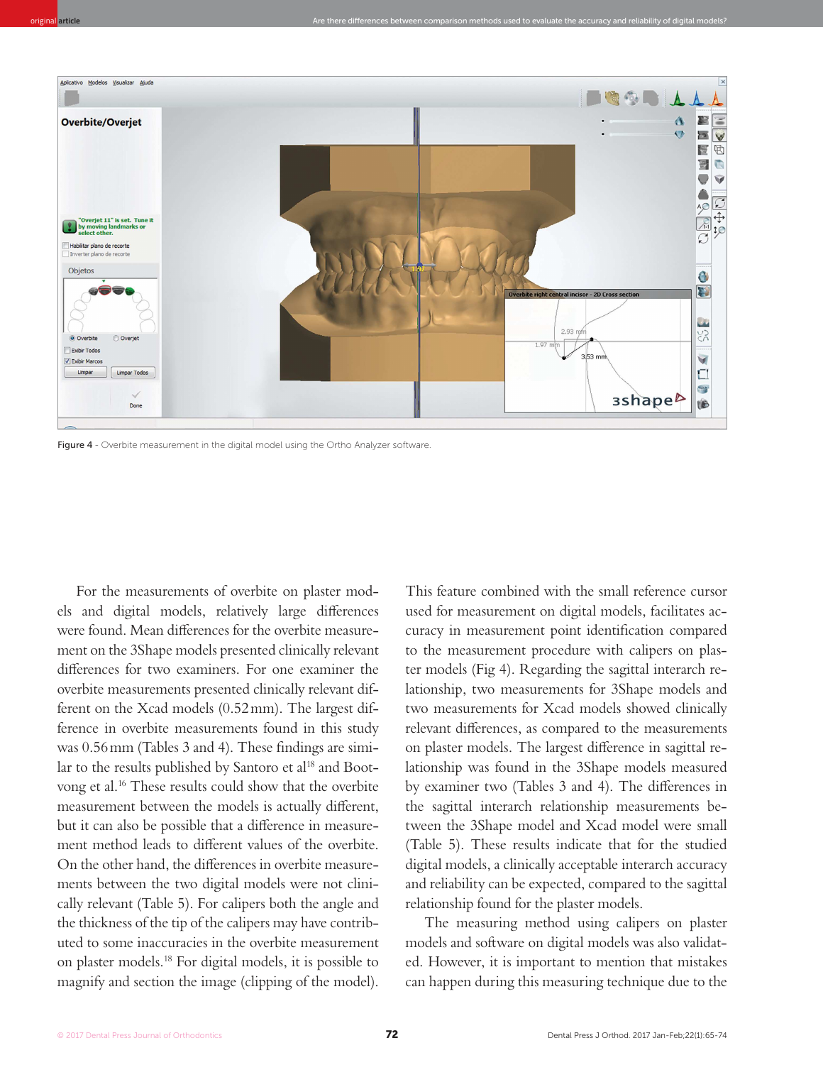Figure 4 - Overbite measurement in the digital model using the Ortho Analyzer software.

For the measurements of overbite on plaster models and digital models, relatively large differences were found. Mean differences for the overbite measurement on the 3Shape models presented clinically relevant differences for two examiners. For one examiner the overbite measurements presented clinically relevant different on the Xcad models (0.52 mm). The largest difference in overbite measurements found in this study was 0.56 mm (Tables 3 and 4). These findings are similar to the results published by Santoro et al[18] and Bootvong et al.[16] These results could show that the overbite measurement between the models is actually different, but it can also be possible that a difference in measurement method leads to different values of the overbite. On the other hand, the differences in overbite measurements between the two digital models were not clinically relevant (Table 5). For calipers both the angle and the thickness of the tip of the calipers may have contributed to some inaccuracies in the overbite measurement on plaster models.[18] For digital models, it is possible to magnify and section the image (clipping of the model). This feature combined with the small reference cursor used for measurement on digital models, facilitates accuracy in measurement point identification compared to the measurement procedure with calipers on plaster models (Fig 4). Regarding the sagittal interarch relationship, two measurements for 3Shape models and two measurements for Xcad models showed clinically relevant differences, as compared to the measurements on plaster models. The largest difference in sagittal relationship was found in the 3Shape models measured by examiner two (Tables 3 and 4). The differences in the sagittal interarch relationship measurements between the 3Shape model and Xcad model were small (Table 5). These results indicate that for the studied digital models, a clinically acceptable interarch accuracy and reliability can be expected, compared to the sagittal relationship found for the plaster models.

The measuring method using calipers on plaster models and software on digital models was also validated. However, it is important to mention that mistakes can happen during this measuring technique due to the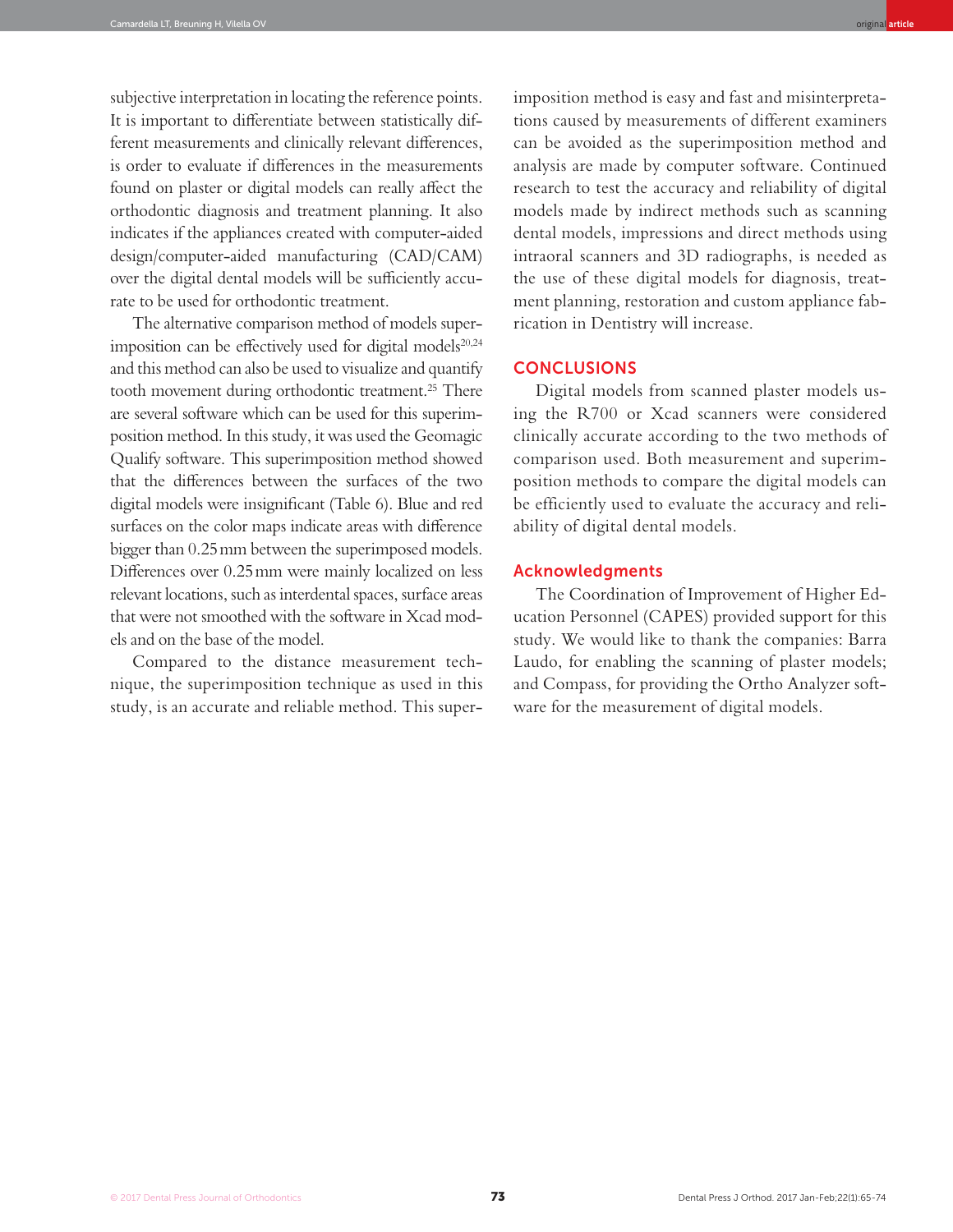subjective interpretation in locating the reference points. It is important to differentiate between statistically different measurements and clinically relevant differences, is order to evaluate if differences in the measurements found on plaster or digital models can really affect the orthodontic diagnosis and treatment planning. It also indicates if the appliances created with computer-aided design/computer-aided manufacturing (CAD/CAM) over the digital dental models will be sufficiently accurate to be used for orthodontic treatment.

The alternative comparison method of models superimposition can be effectively used for digital models[20,24] and this method can also be used to visualize and quantify tooth movement during orthodontic treatment.[25] There are several software which can be used for this superimposition method. In this study, it was used the Geomagic Qualify software. This superimposition method showed that the differences between the surfaces of the two digital models were insignificant (Table 6). Blue and red surfaces on the color maps indicate areas with difference bigger than 0.25 mm between the superimposed models. Differences over 0.25 mm were mainly localized on less relevant locations, such as interdental spaces, surface areas that were not smoothed with the software in Xcad models and on the base of the model.

Compared to the distance measurement technique, the superimposition technique as used in this study, is an accurate and reliable method. This superimposition method is easy and fast and misinterpretations caused by measurements of different examiners can be avoided as the superimposition method and analysis are made by computer software. Continued research to test the accuracy and reliability of digital models made by indirect methods such as scanning dental models, impressions and direct methods using intraoral scanners and 3D radiographs, is needed as the use of these digital models for diagnosis, treatment planning, restoration and custom appliance fabrication in Dentistry will increase.

## CONCLUSIONS

Digital models from scanned plaster models using the R700 or Xcad scanners were considered clinically accurate according to the two methods of comparison used. Both measurement and superimposition methods to compare the digital models can be efficiently used to evaluate the accuracy and reliability of digital dental models.

### Acknowledgments

The Coordination of Improvement of Higher Education Personnel (CAPES) provided support for this study. We would like to thank the companies: Barra Laudo, for enabling the scanning of plaster models; and Compass, for providing the Ortho Analyzer software for the measurement of digital models.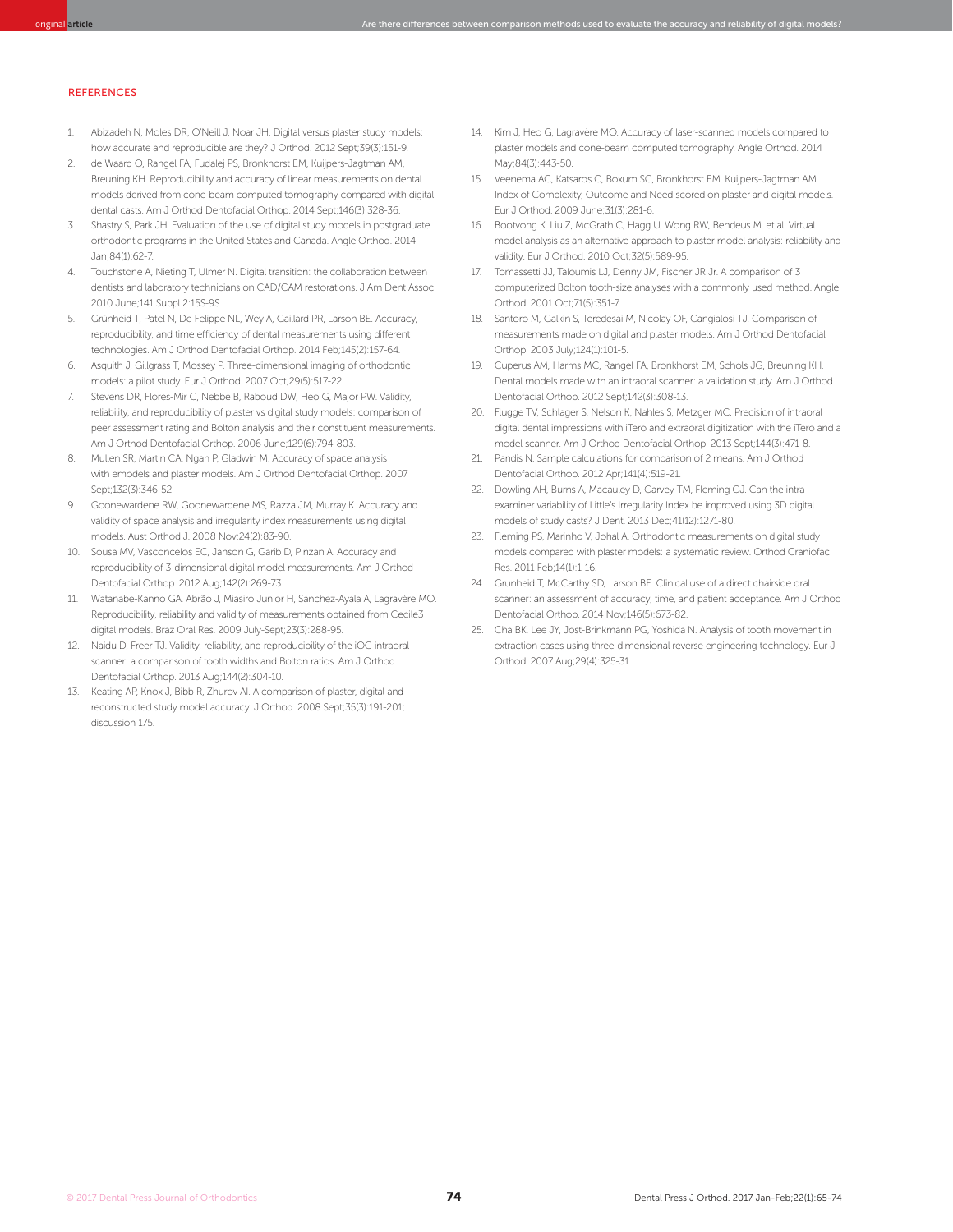## REFERENCES

1. Abizadeh N, Moles DR, O'Neill J, Noar JH. Digital versus plaster study models: how accurate and reproducible are they? J Orthod. 2012 Sept;39(3):151-9.
2. de Waard O, Rangel FA, Fudalej PS, Bronkhorst EM, Kuijpers-Jagtman AM, Breuning KH. Reproducibility and accuracy of linear measurements on dental models derived from cone-beam computed tomography compared with digital dental casts. Am J Orthod Dentofacial Orthop. 2014 Sept;146(3):328-36.
3. Shastry S, Park JH. Evaluation of the use of digital study models in postgraduate orthodontic programs in the United States and Canada. Angle Orthod. 2014 Jan;84(1):62-7.
4. Touchstone A, Nieting T, Ulmer N. Digital transition: the collaboration between dentists and laboratory technicians on CAD/CAM restorations. J Am Dent Assoc. 2010 June;141 Suppl 2:15S-9S.
5. Grünheid T, Patel N, De Felippe NL, Wey A, Gaillard PR, Larson BE. Accuracy, reproducibility, and time efficiency of dental measurements using different technologies. Am J Orthod Dentofacial Orthop. 2014 Feb;145(2):157-64.
6. Asquith J, Gillgrass T, Mossey P. Three-dimensional imaging of orthodontic models: a pilot study. Eur J Orthod. 2007 Oct;29(5):517-22.
7. Stevens DR, Flores-Mir C, Nebbe B, Raboud DW, Heo G, Major PW. Validity, reliability, and reproducibility of plaster vs digital study models: comparison of peer assessment rating and Bolton analysis and their constituent measurements. Am J Orthod Dentofacial Orthop. 2006 June;129(6):794-803.
8. Mullen SR, Martin CA, Ngan P, Gladwin M. Accuracy of space analysis with emodels and plaster models. Am J Orthod Dentofacial Orthop. 2007 Sept;132(3):346-52.
9. Goonewardene RW, Goonewardene MS, Razza JM, Murray K. Accuracy and validity of space analysis and irregularity index measurements using digital models. Aust Orthod J. 2008 Nov;24(2):83-90.
10. Sousa MV, Vasconcelos EC, Janson G, Garib D, Pinzan A. Accuracy and reproducibility of 3-dimensional digital model measurements. Am J Orthod Dentofacial Orthop. 2012 Aug;142(2):269-73.
11. Watanabe-Kanno GA, Abrão J, Miasiro Junior H, Sánchez-Ayala A, Lagravère MO. Reproducibility, reliability and validity of measurements obtained from Cecile3 digital models. Braz Oral Res. 2009 July-Sept;23(3):288-95.
12. Naidu D, Freer TJ. Validity, reliability, and reproducibility of the iOC intraoral scanner: a comparison of tooth widths and Bolton ratios. Am J Orthod Dentofacial Orthop. 2013 Aug;144(2):304-10.
13. Keating AP, Knox J, Bibb R, Zhurov AI. A comparison of plaster, digital and reconstructed study model accuracy. J Orthod. 2008 Sept;35(3):191-201; discussion 175.
14. Kim J, Heo G, Lagravère MO. Accuracy of laser-scanned models compared to plaster models and cone-beam computed tomography. Angle Orthod. 2014 May;84(3):443-50.
15. Veenema AC, Katsaros C, Boxum SC, Bronkhorst EM, Kuijpers-Jagtman AM. Index of Complexity, Outcome and Need scored on plaster and digital models. Eur J Orthod. 2009 June;31(3):281-6.
16. Bootvong K, Liu Z, McGrath C, Hagg U, Wong RW, Bendeus M, et al. Virtual model analysis as an alternative approach to plaster model analysis: reliability and validity. Eur J Orthod. 2010 Oct;32(5):589-95.
17. Tomassetti JJ, Taloumis LJ, Denny JM, Fischer JR Jr. A comparison of 3 computerized Bolton tooth-size analyses with a commonly used method. Angle Orthod. 2001 Oct;71(5):351-7.
18. Santoro M, Galkin S, Teredesai M, Nicolay OF, Cangialosi TJ. Comparison of measurements made on digital and plaster models. Am J Orthod Dentofacial Orthop. 2003 July;124(1):101-5.
19. Cuperus AM, Harms MC, Rangel FA, Bronkhorst EM, Schols JG, Breuning KH. Dental models made with an intraoral scanner: a validation study. Am J Orthod Dentofacial Orthop. 2012 Sept;142(3):308-13.
20. Flugge TV, Schlager S, Nelson K, Nahles S, Metzger MC. Precision of intraoral digital dental impressions with iTero and extraoral digitization with the iTero and a model scanner. Am J Orthod Dentofacial Orthop. 2013 Sept;144(3):471-8.
21. Pandis N. Sample calculations for comparison of 2 means. Am J Orthod Dentofacial Orthop. 2012 Apr;141(4):519-21.
22. Dowling AH, Burns A, Macauley D, Garvey TM, Fleming GJ. Can the intra-examiner variability of Little's Irregularity Index be improved using 3D digital models of study casts? J Dent. 2013 Dec;41(12):1271-80.
23. Fleming PS, Marinho V, Johal A. Orthodontic measurements on digital study models compared with plaster models: a systematic review. Orthod Craniofac Res. 2011 Feb;14(1):1-16.
24. Grunheid T, McCarthy SD, Larson BE. Clinical use of a direct chairside oral scanner: an assessment of accuracy, time, and patient acceptance. Am J Orthod Dentofacial Orthop. 2014 Nov;146(5):673-82.
25. Cha BK, Lee JY, Jost-Brinkmann PG, Yoshida N. Analysis of tooth movement in extraction cases using three-dimensional reverse engineering technology. Eur J Orthod. 2007 Aug;29(4):325-31.